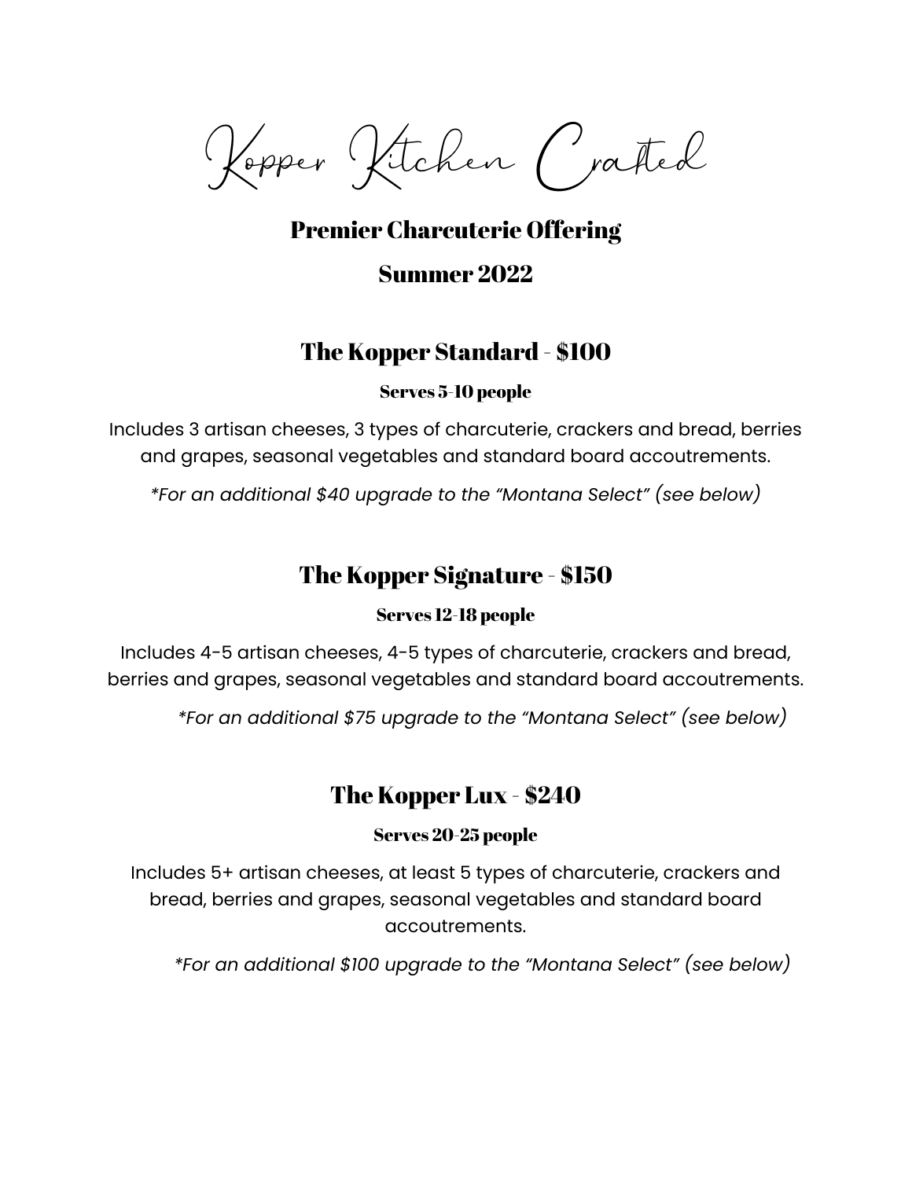# Kopper Kitchen Crafted

## Premier Charcuterie Offering

## Summer 2022

### The Kopper Standard - $100

**Serves 5-10 people**

Includes 3 artisan cheeses, 3 types of charcuterie, crackers and bread, berries and grapes, seasonal vegetables and standard board accoutrements.

*\*For an additional $40 upgrade to the "Montana Select" (see below)*

### The Kopper Signature - $150

**Serves 12-18 people**

Includes 4-5 artisan cheeses, 4-5 types of charcuterie, crackers and bread, berries and grapes, seasonal vegetables and standard board accoutrements.

*\*For an additional $75 upgrade to the "Montana Select" (see below)*

### The Kopper Lux - $240

**Serves 20-25 people**

Includes 5+ artisan cheeses, at least 5 types of charcuterie, crackers and bread, berries and grapes, seasonal vegetables and standard board accoutrements.

*\*For an additional $100 upgrade to the "Montana Select" (see below)*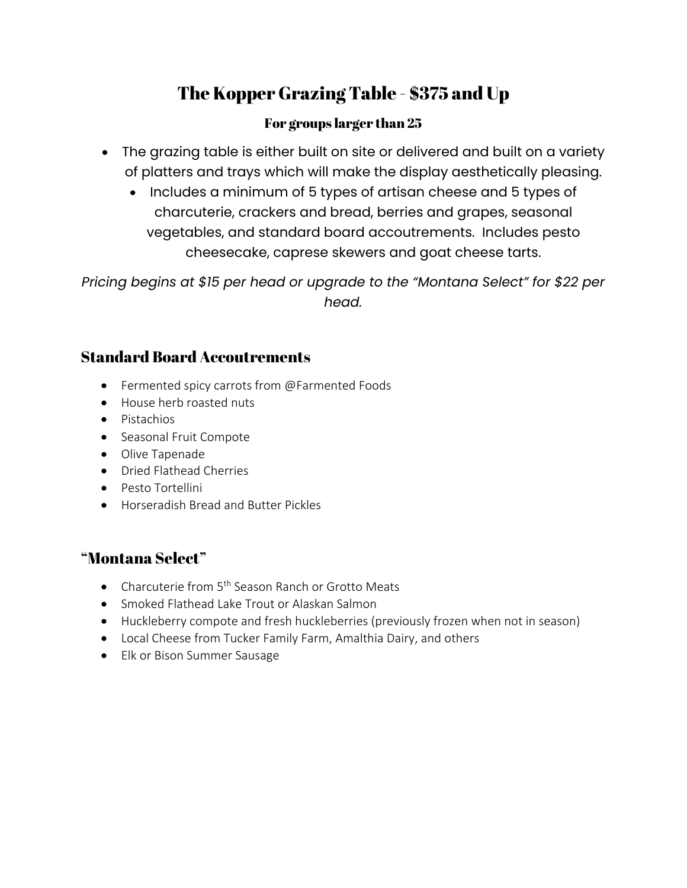# The Kopper Grazing Table - $375 and Up

### For groups larger than 25

- The grazing table is either built on site or delivered and built on a variety of platters and trays which will make the display aesthetically pleasing.
    - Includes a minimum of 5 types of artisan cheese and 5 types of charcuterie, crackers and bread, berries and grapes, seasonal vegetables, and standard board accoutrements. Includes pesto cheesecake, caprese skewers and goat cheese tarts.

*Pricing begins at $15 per head or upgrade to the "Montana Select" for $22 per head.*

## Standard Board Accoutrements

- Fermented spicy carrots from @Farmented Foods
- House herb roasted nuts
- Pistachios
- Seasonal Fruit Compote
- Olive Tapenade
- Dried Flathead Cherries
- Pesto Tortellini
- Horseradish Bread and Butter Pickles

## "Montana Select"

- Charcuterie from 5th Season Ranch or Grotto Meats
- Smoked Flathead Lake Trout or Alaskan Salmon
- Huckleberry compote and fresh huckleberries (previously frozen when not in season)
- Local Cheese from Tucker Family Farm, Amalthia Dairy, and others
- Elk or Bison Summer Sausage